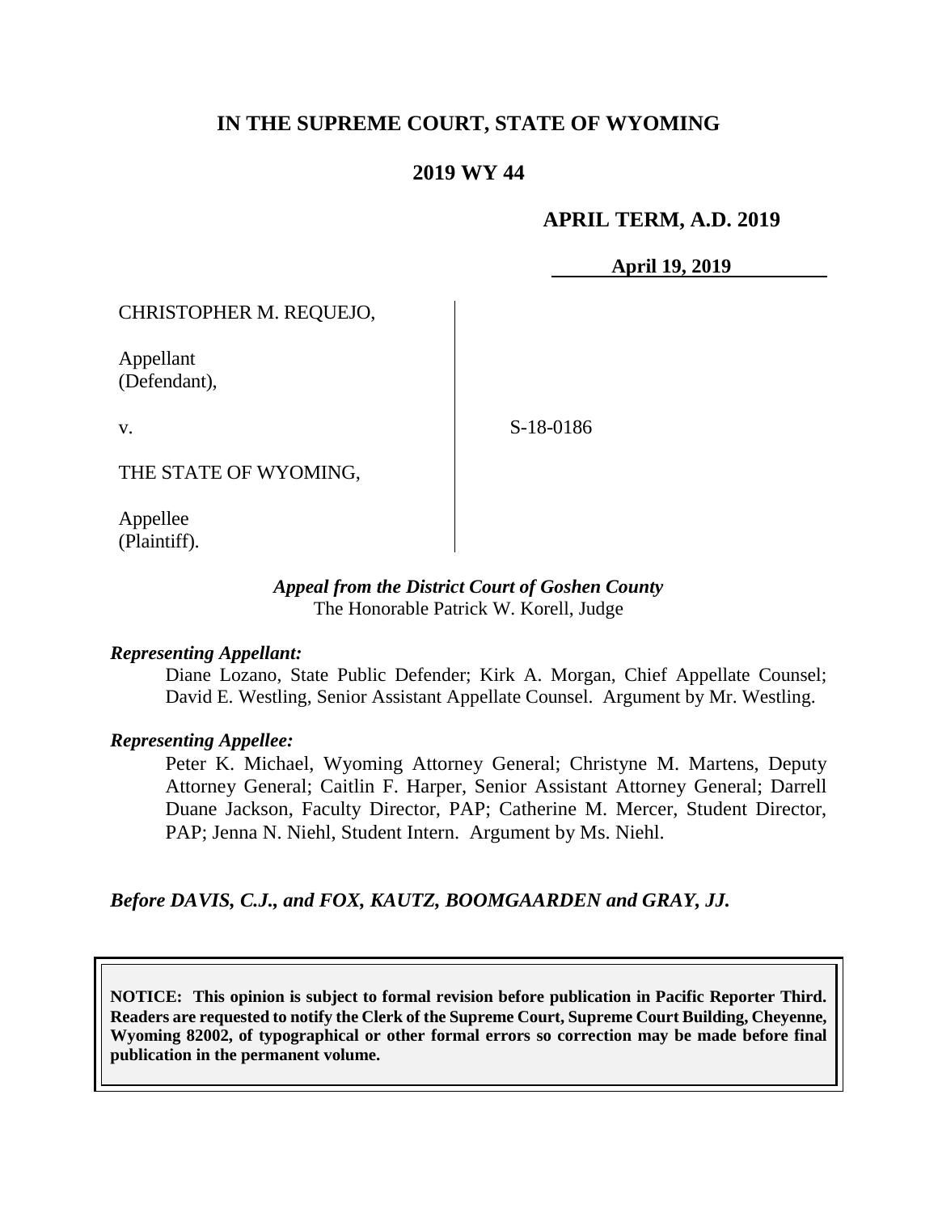# IN THE SUPREME COURT, STATE OF WYOMING

## 2019 WY 44

**APRIL TERM, A.D. 2019**

**April 19, 2019**

CHRISTOPHER M. REQUEJO,

Appellant
(Defendant),

v.

S-18-0186

THE STATE OF WYOMING,

Appellee
(Plaintiff).

***Appeal from the District Court of Goshen County***
The Honorable Patrick W. Korell, Judge

***Representing Appellant:***

Diane Lozano, State Public Defender; Kirk A. Morgan, Chief Appellate Counsel; David E. Westling, Senior Assistant Appellate Counsel. Argument by Mr. Westling.

***Representing Appellee:***

Peter K. Michael, Wyoming Attorney General; Christyne M. Martens, Deputy Attorney General; Caitlin F. Harper, Senior Assistant Attorney General; Darrell Duane Jackson, Faculty Director, PAP; Catherine M. Mercer, Student Director, PAP; Jenna N. Niehl, Student Intern. Argument by Ms. Niehl.

***Before DAVIS, C.J., and FOX, KAUTZ, BOOMGAARDEN and GRAY, JJ.***

**NOTICE: This opinion is subject to formal revision before publication in Pacific Reporter Third. Readers are requested to notify the Clerk of the Supreme Court, Supreme Court Building, Cheyenne, Wyoming 82002, of typographical or other formal errors so correction may be made before final publication in the permanent volume.**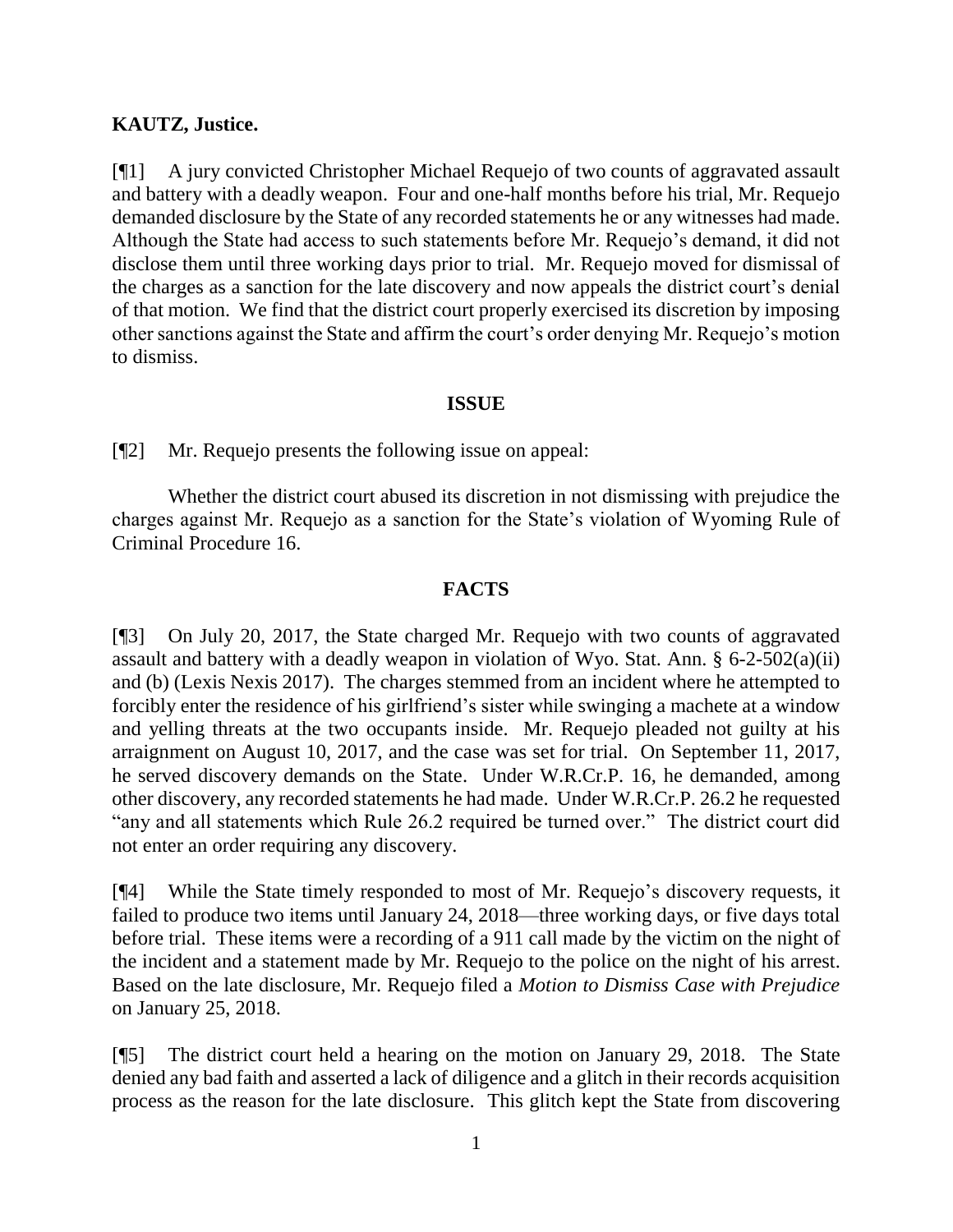**KAUTZ, Justice.**

[¶1] A jury convicted Christopher Michael Requejo of two counts of aggravated assault and battery with a deadly weapon. Four and one-half months before his trial, Mr. Requejo demanded disclosure by the State of any recorded statements he or any witnesses had made. Although the State had access to such statements before Mr. Requejo's demand, it did not disclose them until three working days prior to trial. Mr. Requejo moved for dismissal of the charges as a sanction for the late discovery and now appeals the district court's denial of that motion. We find that the district court properly exercised its discretion by imposing other sanctions against the State and affirm the court's order denying Mr. Requejo's motion to dismiss.

## ISSUE

[¶2] Mr. Requejo presents the following issue on appeal:

Whether the district court abused its discretion in not dismissing with prejudice the charges against Mr. Requejo as a sanction for the State's violation of Wyoming Rule of Criminal Procedure 16.

## FACTS

[¶3] On July 20, 2017, the State charged Mr. Requejo with two counts of aggravated assault and battery with a deadly weapon in violation of Wyo. Stat. Ann. § 6-2-502(a)(ii) and (b) (Lexis Nexis 2017). The charges stemmed from an incident where he attempted to forcibly enter the residence of his girlfriend's sister while swinging a machete at a window and yelling threats at the two occupants inside. Mr. Requejo pleaded not guilty at his arraignment on August 10, 2017, and the case was set for trial. On September 11, 2017, he served discovery demands on the State. Under W.R.Cr.P. 16, he demanded, among other discovery, any recorded statements he had made. Under W.R.Cr.P. 26.2 he requested "any and all statements which Rule 26.2 required be turned over." The district court did not enter an order requiring any discovery.

[¶4] While the State timely responded to most of Mr. Requejo's discovery requests, it failed to produce two items until January 24, 2018—three working days, or five days total before trial. These items were a recording of a 911 call made by the victim on the night of the incident and a statement made by Mr. Requejo to the police on the night of his arrest. Based on the late disclosure, Mr. Requejo filed a *Motion to Dismiss Case with Prejudice* on January 25, 2018.

[¶5] The district court held a hearing on the motion on January 29, 2018. The State denied any bad faith and asserted a lack of diligence and a glitch in their records acquisition process as the reason for the late disclosure. This glitch kept the State from discovering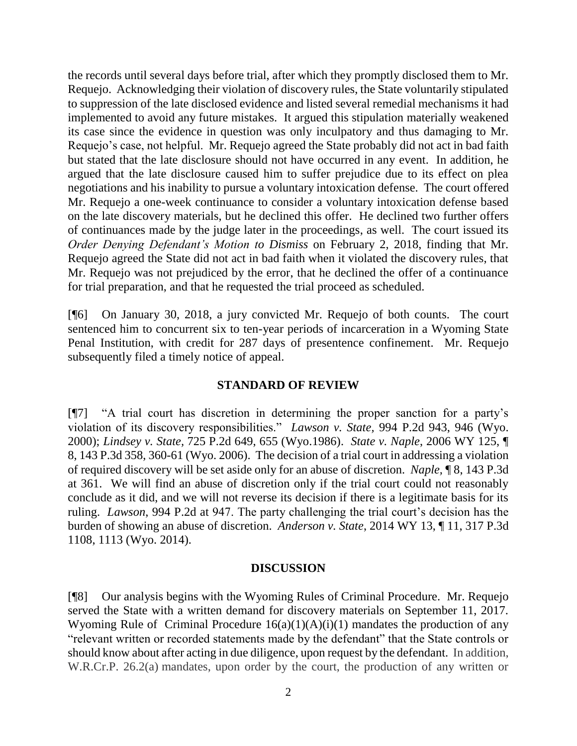the records until several days before trial, after which they promptly disclosed them to Mr. Requejo. Acknowledging their violation of discovery rules, the State voluntarily stipulated to suppression of the late disclosed evidence and listed several remedial mechanisms it had implemented to avoid any future mistakes. It argued this stipulation materially weakened its case since the evidence in question was only inculpatory and thus damaging to Mr. Requejo's case, not helpful. Mr. Requejo agreed the State probably did not act in bad faith but stated that the late disclosure should not have occurred in any event. In addition, he argued that the late disclosure caused him to suffer prejudice due to its effect on plea negotiations and his inability to pursue a voluntary intoxication defense. The court offered Mr. Requejo a one-week continuance to consider a voluntary intoxication defense based on the late discovery materials, but he declined this offer. He declined two further offers of continuances made by the judge later in the proceedings, as well. The court issued its *Order Denying Defendant's Motion to Dismiss* on February 2, 2018, finding that Mr. Requejo agreed the State did not act in bad faith when it violated the discovery rules, that Mr. Requejo was not prejudiced by the error, that he declined the offer of a continuance for trial preparation, and that he requested the trial proceed as scheduled.

[¶6] On January 30, 2018, a jury convicted Mr. Requejo of both counts. The court sentenced him to concurrent six to ten-year periods of incarceration in a Wyoming State Penal Institution, with credit for 287 days of presentence confinement. Mr. Requejo subsequently filed a timely notice of appeal.

## STANDARD OF REVIEW

[¶7] "A trial court has discretion in determining the proper sanction for a party's violation of its discovery responsibilities." *Lawson v. State*, 994 P.2d 943, 946 (Wyo. 2000); *Lindsey v. State*, 725 P.2d 649, 655 (Wyo.1986). *State v. Naple*, 2006 WY 125, ¶ 8, 143 P.3d 358, 360-61 (Wyo. 2006). The decision of a trial court in addressing a violation of required discovery will be set aside only for an abuse of discretion. *Naple*, ¶ 8, 143 P.3d at 361. We will find an abuse of discretion only if the trial court could not reasonably conclude as it did, and we will not reverse its decision if there is a legitimate basis for its ruling. *Lawson*, 994 P.2d at 947. The party challenging the trial court's decision has the burden of showing an abuse of discretion. *Anderson v. State*, 2014 WY 13, ¶ 11, 317 P.3d 1108, 1113 (Wyo. 2014).

## DISCUSSION

[¶8] Our analysis begins with the Wyoming Rules of Criminal Procedure. Mr. Requejo served the State with a written demand for discovery materials on September 11, 2017. Wyoming Rule of Criminal Procedure 16(a)(1)(A)(i)(1) mandates the production of any "relevant written or recorded statements made by the defendant" that the State controls or should know about after acting in due diligence, upon request by the defendant. In addition, W.R.Cr.P. 26.2(a) mandates, upon order by the court, the production of any written or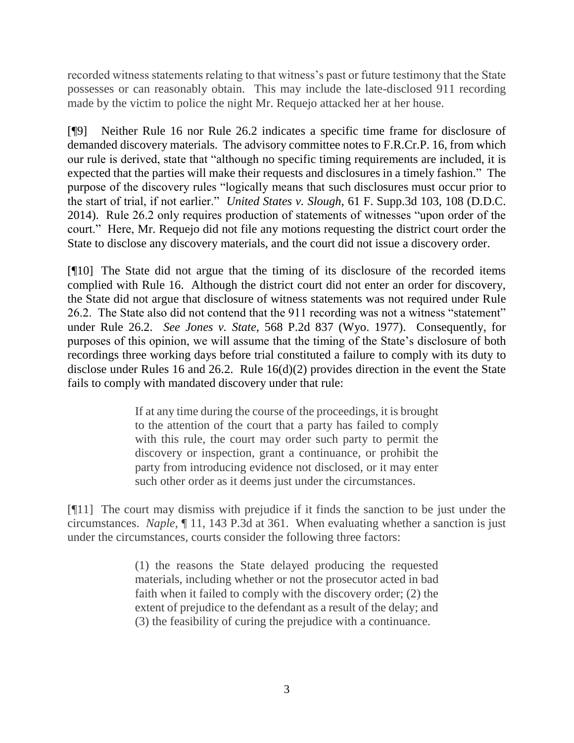recorded witness statements relating to that witness's past or future testimony that the State possesses or can reasonably obtain. This may include the late-disclosed 911 recording made by the victim to police the night Mr. Requejo attacked her at her house.

[¶9] Neither Rule 16 nor Rule 26.2 indicates a specific time frame for disclosure of demanded discovery materials. The advisory committee notes to F.R.Cr.P. 16, from which our rule is derived, state that "although no specific timing requirements are included, it is expected that the parties will make their requests and disclosures in a timely fashion." The purpose of the discovery rules "logically means that such disclosures must occur prior to the start of trial, if not earlier." *United States v. Slough,* 61 F. Supp.3d 103, 108 (D.D.C. 2014). Rule 26.2 only requires production of statements of witnesses "upon order of the court." Here, Mr. Requejo did not file any motions requesting the district court order the State to disclose any discovery materials, and the court did not issue a discovery order.

[¶10] The State did not argue that the timing of its disclosure of the recorded items complied with Rule 16. Although the district court did not enter an order for discovery, the State did not argue that disclosure of witness statements was not required under Rule 26.2. The State also did not contend that the 911 recording was not a witness "statement" under Rule 26.2. *See Jones v. State*, 568 P.2d 837 (Wyo. 1977). Consequently, for purposes of this opinion, we will assume that the timing of the State's disclosure of both recordings three working days before trial constituted a failure to comply with its duty to disclose under Rules 16 and 26.2. Rule 16(d)(2) provides direction in the event the State fails to comply with mandated discovery under that rule:

> If at any time during the course of the proceedings, it is brought to the attention of the court that a party has failed to comply with this rule, the court may order such party to permit the discovery or inspection, grant a continuance, or prohibit the party from introducing evidence not disclosed, or it may enter such other order as it deems just under the circumstances.

[¶11] The court may dismiss with prejudice if it finds the sanction to be just under the circumstances. *Naple*, ¶ 11, 143 P.3d at 361. When evaluating whether a sanction is just under the circumstances, courts consider the following three factors:

> (1) the reasons the State delayed producing the requested materials, including whether or not the prosecutor acted in bad faith when it failed to comply with the discovery order; (2) the extent of prejudice to the defendant as a result of the delay; and (3) the feasibility of curing the prejudice with a continuance.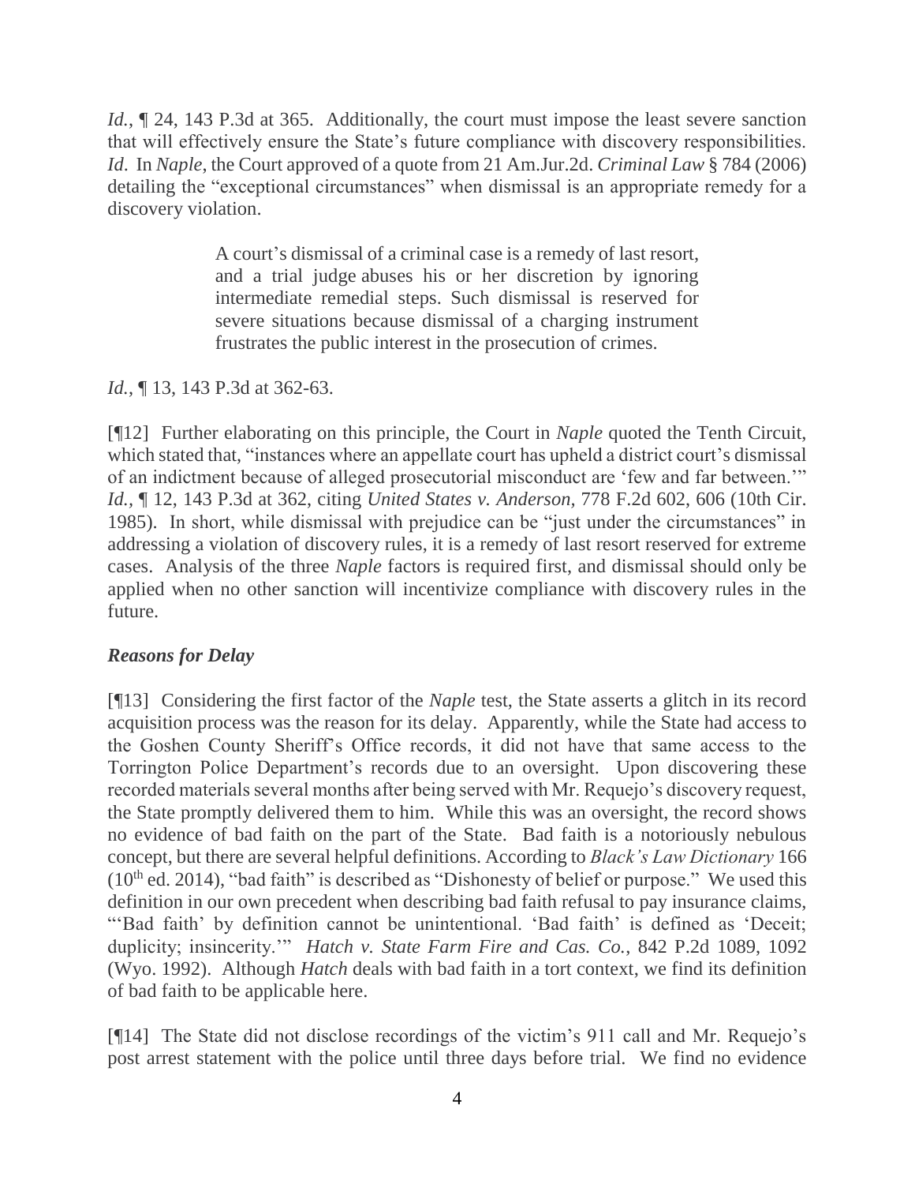*Id.*, ¶ 24, 143 P.3d at 365. Additionally, the court must impose the least severe sanction that will effectively ensure the State's future compliance with discovery responsibilities. *Id*. In *Naple*, the Court approved of a quote from 21 Am.Jur.2d. *Criminal Law* § 784 (2006) detailing the "exceptional circumstances" when dismissal is an appropriate remedy for a discovery violation.

> A court's dismissal of a criminal case is a remedy of last resort, and a trial judge abuses his or her discretion by ignoring intermediate remedial steps. Such dismissal is reserved for severe situations because dismissal of a charging instrument frustrates the public interest in the prosecution of crimes.

*Id.*, ¶ 13, 143 P.3d at 362-63.

[¶12] Further elaborating on this principle, the Court in *Naple* quoted the Tenth Circuit, which stated that, "instances where an appellate court has upheld a district court's dismissal of an indictment because of alleged prosecutorial misconduct are 'few and far between.'" *Id.*, ¶ 12, 143 P.3d at 362, citing *United States v. Anderson*, 778 F.2d 602, 606 (10th Cir. 1985). In short, while dismissal with prejudice can be "just under the circumstances" in addressing a violation of discovery rules, it is a remedy of last resort reserved for extreme cases. Analysis of the three *Naple* factors is required first, and dismissal should only be applied when no other sanction will incentivize compliance with discovery rules in the future.

### *Reasons for Delay*

[¶13] Considering the first factor of the *Naple* test, the State asserts a glitch in its record acquisition process was the reason for its delay. Apparently, while the State had access to the Goshen County Sheriff's Office records, it did not have that same access to the Torrington Police Department's records due to an oversight. Upon discovering these recorded materials several months after being served with Mr. Requejo's discovery request, the State promptly delivered them to him. While this was an oversight, the record shows no evidence of bad faith on the part of the State. Bad faith is a notoriously nebulous concept, but there are several helpful definitions. According to *Black's Law Dictionary* 166 (10th ed. 2014), "bad faith" is described as "Dishonesty of belief or purpose." We used this definition in our own precedent when describing bad faith refusal to pay insurance claims, "'Bad faith' by definition cannot be unintentional. 'Bad faith' is defined as 'Deceit; duplicity; insincerity.'" *Hatch v. State Farm Fire and Cas. Co.*, 842 P.2d 1089, 1092 (Wyo. 1992). Although *Hatch* deals with bad faith in a tort context, we find its definition of bad faith to be applicable here.

[¶14] The State did not disclose recordings of the victim's 911 call and Mr. Requejo's post arrest statement with the police until three days before trial. We find no evidence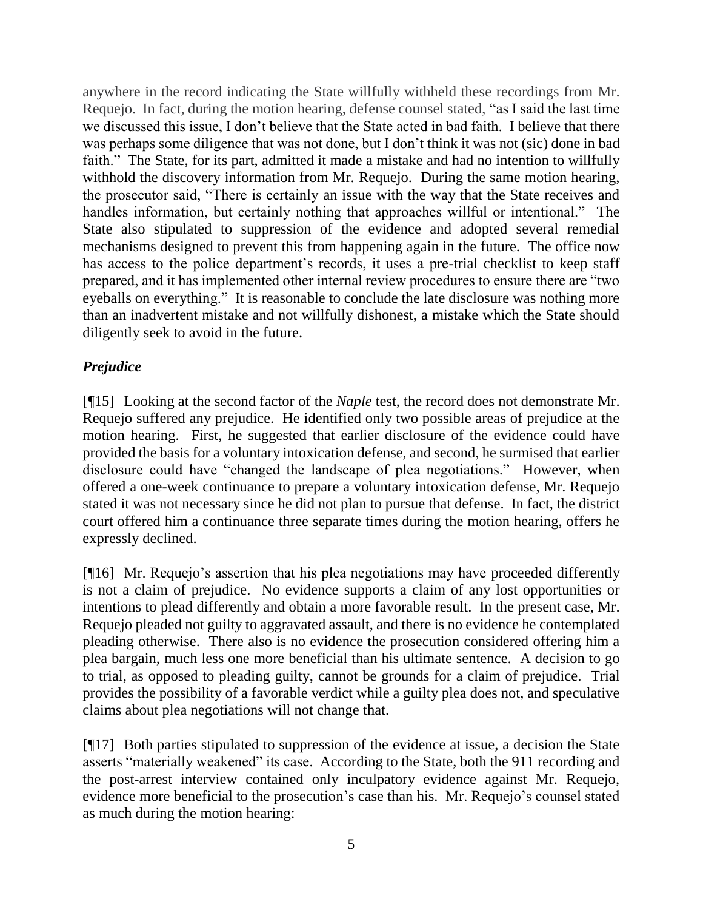anywhere in the record indicating the State willfully withheld these recordings from Mr. Requejo. In fact, during the motion hearing, defense counsel stated, "as I said the last time we discussed this issue, I don't believe that the State acted in bad faith. I believe that there was perhaps some diligence that was not done, but I don't think it was not (sic) done in bad faith." The State, for its part, admitted it made a mistake and had no intention to willfully withhold the discovery information from Mr. Requejo. During the same motion hearing, the prosecutor said, "There is certainly an issue with the way that the State receives and handles information, but certainly nothing that approaches willful or intentional." The State also stipulated to suppression of the evidence and adopted several remedial mechanisms designed to prevent this from happening again in the future. The office now has access to the police department's records, it uses a pre-trial checklist to keep staff prepared, and it has implemented other internal review procedures to ensure there are "two eyeballs on everything." It is reasonable to conclude the late disclosure was nothing more than an inadvertent mistake and not willfully dishonest, a mistake which the State should diligently seek to avoid in the future.

### *Prejudice*

[¶15] Looking at the second factor of the *Naple* test, the record does not demonstrate Mr. Requejo suffered any prejudice. He identified only two possible areas of prejudice at the motion hearing. First, he suggested that earlier disclosure of the evidence could have provided the basis for a voluntary intoxication defense, and second, he surmised that earlier disclosure could have "changed the landscape of plea negotiations." However, when offered a one-week continuance to prepare a voluntary intoxication defense, Mr. Requejo stated it was not necessary since he did not plan to pursue that defense. In fact, the district court offered him a continuance three separate times during the motion hearing, offers he expressly declined.

[¶16] Mr. Requejo's assertion that his plea negotiations may have proceeded differently is not a claim of prejudice. No evidence supports a claim of any lost opportunities or intentions to plead differently and obtain a more favorable result. In the present case, Mr. Requejo pleaded not guilty to aggravated assault, and there is no evidence he contemplated pleading otherwise. There also is no evidence the prosecution considered offering him a plea bargain, much less one more beneficial than his ultimate sentence. A decision to go to trial, as opposed to pleading guilty, cannot be grounds for a claim of prejudice. Trial provides the possibility of a favorable verdict while a guilty plea does not, and speculative claims about plea negotiations will not change that.

[¶17] Both parties stipulated to suppression of the evidence at issue, a decision the State asserts "materially weakened" its case. According to the State, both the 911 recording and the post-arrest interview contained only inculpatory evidence against Mr. Requejo, evidence more beneficial to the prosecution's case than his. Mr. Requejo's counsel stated as much during the motion hearing: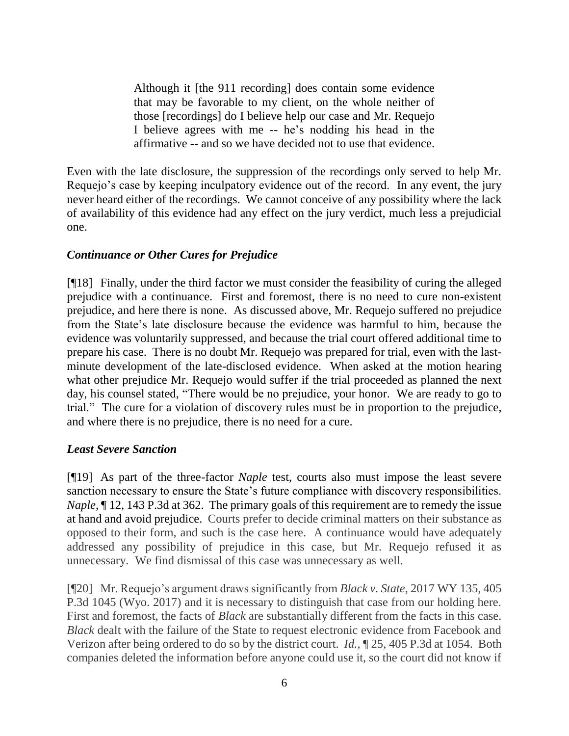> Although it [the 911 recording] does contain some evidence that may be favorable to my client, on the whole neither of those [recordings] do I believe help our case and Mr. Requejo I believe agrees with me -- he's nodding his head in the affirmative -- and so we have decided not to use that evidence.

Even with the late disclosure, the suppression of the recordings only served to help Mr. Requejo's case by keeping inculpatory evidence out of the record. In any event, the jury never heard either of the recordings. We cannot conceive of any possibility where the lack of availability of this evidence had any effect on the jury verdict, much less a prejudicial one.

### *Continuance or Other Cures for Prejudice*

[¶18] Finally, under the third factor we must consider the feasibility of curing the alleged prejudice with a continuance. First and foremost, there is no need to cure non-existent prejudice, and here there is none. As discussed above, Mr. Requejo suffered no prejudice from the State's late disclosure because the evidence was harmful to him, because the evidence was voluntarily suppressed, and because the trial court offered additional time to prepare his case. There is no doubt Mr. Requejo was prepared for trial, even with the last-minute development of the late-disclosed evidence. When asked at the motion hearing what other prejudice Mr. Requejo would suffer if the trial proceeded as planned the next day, his counsel stated, "There would be no prejudice, your honor. We are ready to go to trial." The cure for a violation of discovery rules must be in proportion to the prejudice, and where there is no prejudice, there is no need for a cure.

### *Least Severe Sanction*

[¶19] As part of the three-factor *Naple* test, courts also must impose the least severe sanction necessary to ensure the State's future compliance with discovery responsibilities. *Naple*, ¶ 12, 143 P.3d at 362. The primary goals of this requirement are to remedy the issue at hand and avoid prejudice. Courts prefer to decide criminal matters on their substance as opposed to their form, and such is the case here. A continuance would have adequately addressed any possibility of prejudice in this case, but Mr. Requejo refused it as unnecessary. We find dismissal of this case was unnecessary as well.

[¶20] Mr. Requejo's argument draws significantly from *Black v. State*, 2017 WY 135, 405 P.3d 1045 (Wyo. 2017) and it is necessary to distinguish that case from our holding here. First and foremost, the facts of *Black* are substantially different from the facts in this case. *Black* dealt with the failure of the State to request electronic evidence from Facebook and Verizon after being ordered to do so by the district court. *Id.*, ¶ 25, 405 P.3d at 1054. Both companies deleted the information before anyone could use it, so the court did not know if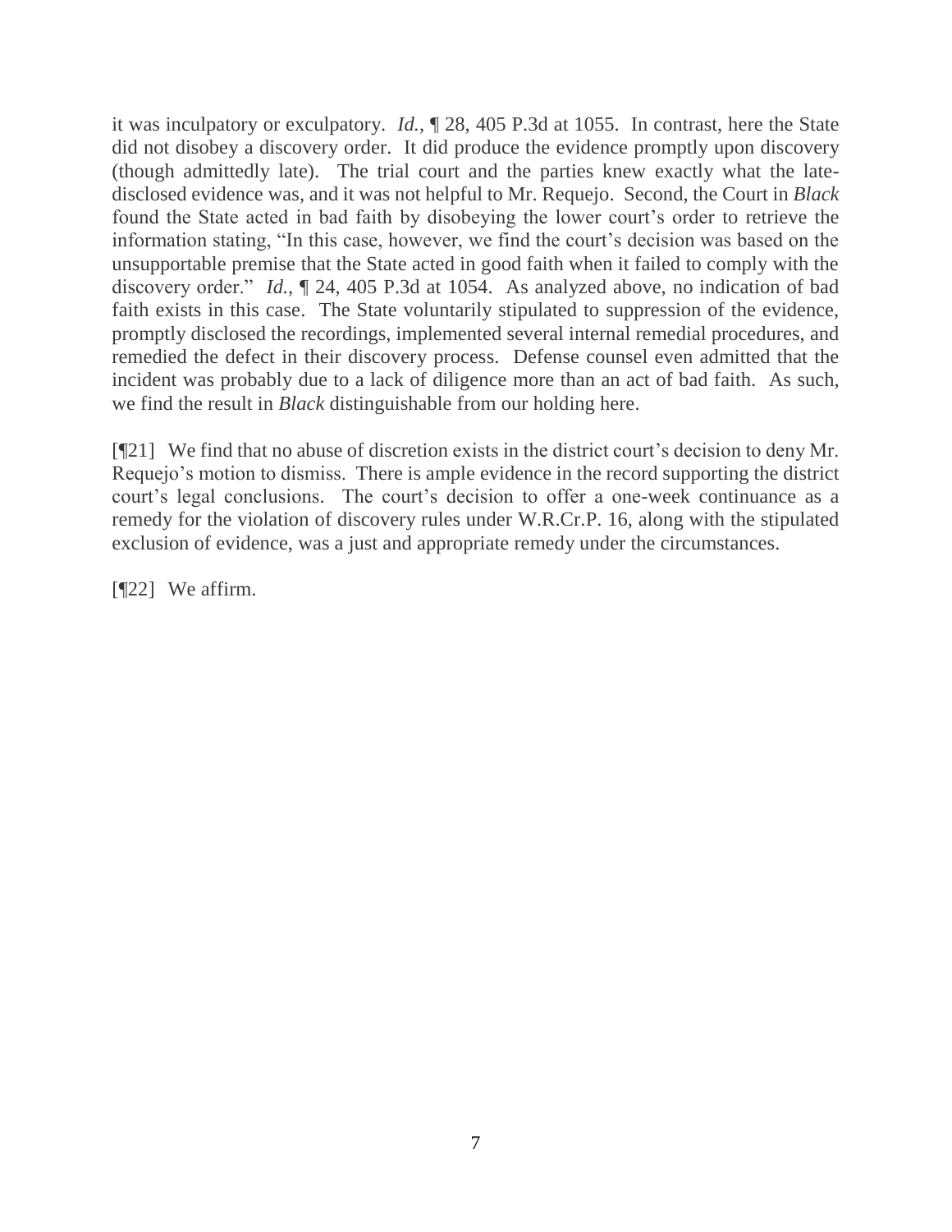it was inculpatory or exculpatory. *Id.*, ¶ 28, 405 P.3d at 1055. In contrast, here the State did not disobey a discovery order. It did produce the evidence promptly upon discovery (though admittedly late). The trial court and the parties knew exactly what the late-disclosed evidence was, and it was not helpful to Mr. Requejo. Second, the Court in *Black* found the State acted in bad faith by disobeying the lower court's order to retrieve the information stating, "In this case, however, we find the court's decision was based on the unsupportable premise that the State acted in good faith when it failed to comply with the discovery order." *Id.*, ¶ 24, 405 P.3d at 1054. As analyzed above, no indication of bad faith exists in this case. The State voluntarily stipulated to suppression of the evidence, promptly disclosed the recordings, implemented several internal remedial procedures, and remedied the defect in their discovery process. Defense counsel even admitted that the incident was probably due to a lack of diligence more than an act of bad faith. As such, we find the result in *Black* distinguishable from our holding here.

[¶21] We find that no abuse of discretion exists in the district court's decision to deny Mr. Requejo's motion to dismiss. There is ample evidence in the record supporting the district court's legal conclusions. The court's decision to offer a one-week continuance as a remedy for the violation of discovery rules under W.R.Cr.P. 16, along with the stipulated exclusion of evidence, was a just and appropriate remedy under the circumstances.

[¶22] We affirm.